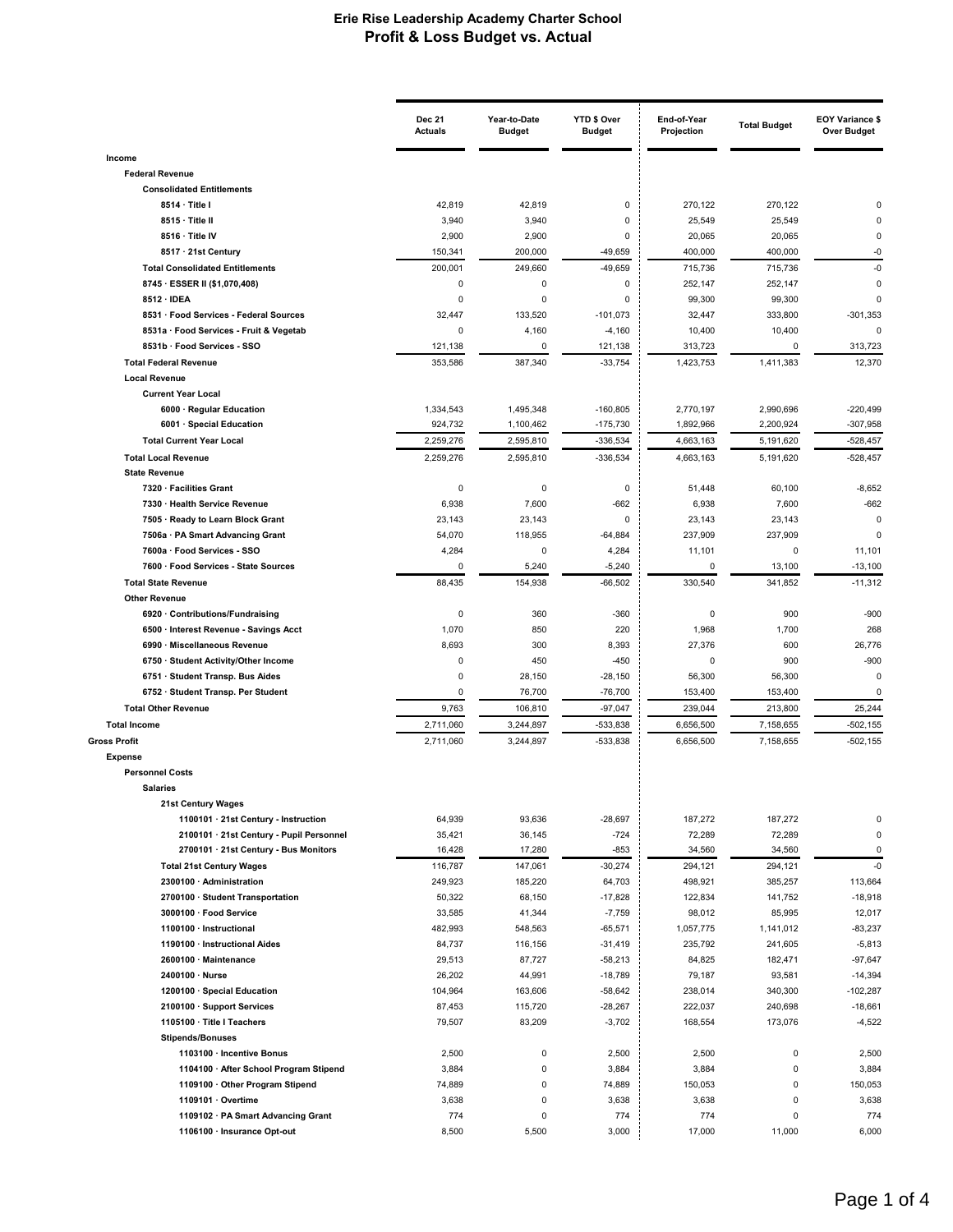# Erie Rise Leadership Academy Charter School
## Profit & Loss Budget vs. Actual

| | Dec 21 Actuals | Year-to-Date Budget | YTD $ Over Budget | End-of-Year Projection | Total Budget | EOY Variance $ Over Budget |
|---|---|---|---|---|---|---|
| **Income** | | | | | | |
| **Federal Revenue** | | | | | | |
| **Consolidated Entitlements** | | | | | | |
| 8514 · Title I | 42,819 | 42,819 | 0 | 270,122 | 270,122 | 0 |
| 8515 · Title II | 3,940 | 3,940 | 0 | 25,549 | 25,549 | 0 |
| 8516 · Title IV | 2,900 | 2,900 | 0 | 20,065 | 20,065 | 0 |
| 8517 · 21st Century | 150,341 | 200,000 | -49,659 | 400,000 | 400,000 | -0 |
| **Total Consolidated Entitlements** | 200,001 | 249,660 | -49,659 | 715,736 | 715,736 | -0 |
| 8745 · ESSER II ($1,070,408) | 0 | 0 | 0 | 252,147 | 252,147 | 0 |
| 8512 · IDEA | 0 | 0 | 0 | 99,300 | 99,300 | 0 |
| 8531 · Food Services - Federal Sources | 32,447 | 133,520 | -101,073 | 32,447 | 333,800 | -301,353 |
| 8531a · Food Services - Fruit & Vegetab | 0 | 4,160 | -4,160 | 10,400 | 10,400 | 0 |
| 8531b · Food Services - SSO | 121,138 | 0 | 121,138 | 313,723 | 0 | 313,723 |
| **Total Federal Revenue** | 353,586 | 387,340 | -33,754 | 1,423,753 | 1,411,383 | 12,370 |
| **Local Revenue** | | | | | | |
| **Current Year Local** | | | | | | |
| 6000 · Regular Education | 1,334,543 | 1,495,348 | -160,805 | 2,770,197 | 2,990,696 | -220,499 |
| 6001 · Special Education | 924,732 | 1,100,462 | -175,730 | 1,892,966 | 2,200,924 | -307,958 |
| **Total Current Year Local** | 2,259,276 | 2,595,810 | -336,534 | 4,663,163 | 5,191,620 | -528,457 |
| **Total Local Revenue** | 2,259,276 | 2,595,810 | -336,534 | 4,663,163 | 5,191,620 | -528,457 |
| **State Revenue** | | | | | | |
| 7320 · Facilities Grant | 0 | 0 | 0 | 51,448 | 60,100 | -8,652 |
| 7330 · Health Service Revenue | 6,938 | 7,600 | -662 | 6,938 | 7,600 | -662 |
| 7505 · Ready to Learn Block Grant | 23,143 | 23,143 | 0 | 23,143 | 23,143 | 0 |
| 7506a · PA Smart Advancing Grant | 54,070 | 118,955 | -64,884 | 237,909 | 237,909 | 0 |
| 7600a · Food Services - SSO | 4,284 | 0 | 4,284 | 11,101 | 0 | 11,101 |
| 7600 · Food Services - State Sources | 0 | 5,240 | -5,240 | 0 | 13,100 | -13,100 |
| **Total State Revenue** | 88,435 | 154,938 | -66,502 | 330,540 | 341,852 | -11,312 |
| **Other Revenue** | | | | | | |
| 6920 · Contributions/Fundraising | 0 | 360 | -360 | 0 | 900 | -900 |
| 6500 · Interest Revenue - Savings Acct | 1,070 | 850 | 220 | 1,968 | 1,700 | 268 |
| 6990 · Miscellaneous Revenue | 8,693 | 300 | 8,393 | 27,376 | 600 | 26,776 |
| 6750 · Student Activity/Other Income | 0 | 450 | -450 | 0 | 900 | -900 |
| 6751 · Student Transp. Bus Aides | 0 | 28,150 | -28,150 | 56,300 | 56,300 | 0 |
| 6752 · Student Transp. Per Student | 0 | 76,700 | -76,700 | 153,400 | 153,400 | 0 |
| **Total Other Revenue** | 9,763 | 106,810 | -97,047 | 239,044 | 213,800 | 25,244 |
| **Total Income** | 2,711,060 | 3,244,897 | -533,838 | 6,656,500 | 7,158,655 | -502,155 |
| **Gross Profit** | 2,711,060 | 3,244,897 | -533,838 | 6,656,500 | 7,158,655 | -502,155 |
| **Expense** | | | | | | |
| **Personnel Costs** | | | | | | |
| **Salaries** | | | | | | |
| **21st Century Wages** | | | | | | |
| 1100101 · 21st Century - Instruction | 64,939 | 93,636 | -28,697 | 187,272 | 187,272 | 0 |
| 2100101 · 21st Century - Pupil Personnel | 35,421 | 36,145 | -724 | 72,289 | 72,289 | 0 |
| 2700101 · 21st Century - Bus Monitors | 16,428 | 17,280 | -853 | 34,560 | 34,560 | 0 |
| **Total 21st Century Wages** | 116,787 | 147,061 | -30,274 | 294,121 | 294,121 | -0 |
| 2300100 · Administration | 249,923 | 185,220 | 64,703 | 498,921 | 385,257 | 113,664 |
| 2700100 · Student Transportation | 50,322 | 68,150 | -17,828 | 122,834 | 141,752 | -18,918 |
| 3000100 · Food Service | 33,585 | 41,344 | -7,759 | 98,012 | 85,995 | 12,017 |
| 1100100 · Instructional | 482,993 | 548,563 | -65,571 | 1,057,775 | 1,141,012 | -83,237 |
| 1190100 · Instructional Aides | 84,737 | 116,156 | -31,419 | 235,792 | 241,605 | -5,813 |
| 2600100 · Maintenance | 29,513 | 87,727 | -58,213 | 84,825 | 182,471 | -97,647 |
| 2400100 · Nurse | 26,202 | 44,991 | -18,789 | 79,187 | 93,581 | -14,394 |
| 1200100 · Special Education | 104,964 | 163,606 | -58,642 | 238,014 | 340,300 | -102,287 |
| 2100100 · Support Services | 87,453 | 115,720 | -28,267 | 222,037 | 240,698 | -18,661 |
| 1105100 · Title I Teachers | 79,507 | 83,209 | -3,702 | 168,554 | 173,076 | -4,522 |
| **Stipends/Bonuses** | | | | | | |
| 1103100 · Incentive Bonus | 2,500 | 0 | 2,500 | 2,500 | 0 | 2,500 |
| 1104100 · After School Program Stipend | 3,884 | 0 | 3,884 | 3,884 | 0 | 3,884 |
| 1109100 · Other Program Stipend | 74,889 | 0 | 74,889 | 150,053 | 0 | 150,053 |
| 1109101 · Overtime | 3,638 | 0 | 3,638 | 3,638 | 0 | 3,638 |
| 1109102 · PA Smart Advancing Grant | 774 | 0 | 774 | 774 | 0 | 774 |
| 1106100 · Insurance Opt-out | 8,500 | 5,500 | 3,000 | 17,000 | 11,000 | 6,000 |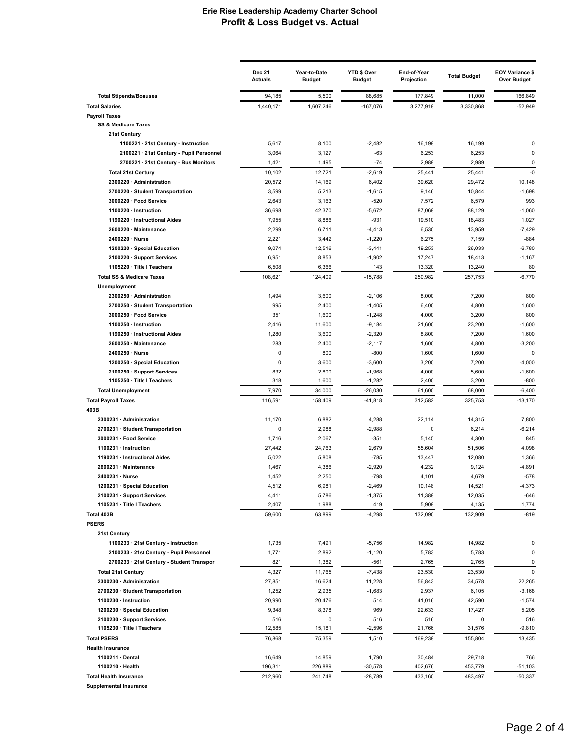# Erie Rise Leadership Academy Charter School
## Profit & Loss Budget vs. Actual

| | Dec 21 Actuals | Year-to-Date Budget | YTD $ Over Budget | End-of-Year Projection | Total Budget | EOY Variance $ Over Budget |
|---|---|---|---|---|---|---|
| **Total Stipends/Bonuses** | 94,185 | 5,500 | 88,685 | 177,849 | 11,000 | 166,849 |
| **Total Salaries** | 1,440,171 | 1,607,246 | -167,076 | 3,277,919 | 3,330,868 | -52,949 |
| **Payroll Taxes** | | | | | | |
| **SS & Medicare Taxes** | | | | | | |
| **21st Century** | | | | | | |
| 1100221 · 21st Century - Instruction | 5,617 | 8,100 | -2,482 | 16,199 | 16,199 | 0 |
| 2100221 · 21st Century - Pupil Personnel | 3,064 | 3,127 | -63 | 6,253 | 6,253 | 0 |
| 2700221 · 21st Century - Bus Monitors | 1,421 | 1,495 | -74 | 2,989 | 2,989 | 0 |
| **Total 21st Century** | 10,102 | 12,721 | -2,619 | 25,441 | 25,441 | -0 |
| 2300220 · Administration | 20,572 | 14,169 | 6,402 | 39,620 | 29,472 | 10,148 |
| 2700220 · Student Transportation | 3,599 | 5,213 | -1,615 | 9,146 | 10,844 | -1,698 |
| 3000220 · Food Service | 2,643 | 3,163 | -520 | 7,572 | 6,579 | 993 |
| 1100220 · Instruction | 36,698 | 42,370 | -5,672 | 87,069 | 88,129 | -1,060 |
| 1190220 · Instructional Aides | 7,955 | 8,886 | -931 | 19,510 | 18,483 | 1,027 |
| 2600220 · Maintenance | 2,299 | 6,711 | -4,413 | 6,530 | 13,959 | -7,429 |
| 2400220 · Nurse | 2,221 | 3,442 | -1,220 | 6,275 | 7,159 | -884 |
| 1200220 · Special Education | 9,074 | 12,516 | -3,441 | 19,253 | 26,033 | -6,780 |
| 2100220 · Support Services | 6,951 | 8,853 | -1,902 | 17,247 | 18,413 | -1,167 |
| 1105220 · Title I Teachers | 6,508 | 6,366 | 143 | 13,320 | 13,240 | 80 |
| **Total SS & Medicare Taxes** | 108,621 | 124,409 | -15,788 | 250,982 | 257,753 | -6,770 |
| **Unemployment** | | | | | | |
| 2300250 · Administration | 1,494 | 3,600 | -2,106 | 8,000 | 7,200 | 800 |
| 2700250 · Student Transportation | 995 | 2,400 | -1,405 | 6,400 | 4,800 | 1,600 |
| 3000250 · Food Service | 351 | 1,600 | -1,248 | 4,000 | 3,200 | 800 |
| 1100250 · Instruction | 2,416 | 11,600 | -9,184 | 21,600 | 23,200 | -1,600 |
| 1190250 · Instructional Aides | 1,280 | 3,600 | -2,320 | 8,800 | 7,200 | 1,600 |
| 2600250 · Maintenance | 283 | 2,400 | -2,117 | 1,600 | 4,800 | -3,200 |
| 2400250 · Nurse | 0 | 800 | -800 | 1,600 | 1,600 | 0 |
| 1200250 · Special Education | 0 | 3,600 | -3,600 | 3,200 | 7,200 | -4,000 |
| 2100250 · Support Services | 832 | 2,800 | -1,968 | 4,000 | 5,600 | -1,600 |
| 1105250 · Title I Teachers | 318 | 1,600 | -1,282 | 2,400 | 3,200 | -800 |
| **Total Unemployment** | 7,970 | 34,000 | -26,030 | 61,600 | 68,000 | -6,400 |
| **Total Payroll Taxes** | 116,591 | 158,409 | -41,818 | 312,582 | 325,753 | -13,170 |
| **403B** | | | | | | |
| 2300231 · Administration | 11,170 | 6,882 | 4,288 | 22,114 | 14,315 | 7,800 |
| 2700231 · Student Transportation | 0 | 2,988 | -2,988 | 0 | 6,214 | -6,214 |
| 3000231 · Food Service | 1,716 | 2,067 | -351 | 5,145 | 4,300 | 845 |
| 1100231 · Instruction | 27,442 | 24,763 | 2,679 | 55,604 | 51,506 | 4,098 |
| 1190231 · Instructional Aides | 5,022 | 5,808 | -785 | 13,447 | 12,080 | 1,366 |
| 2600231 · Maintenance | 1,467 | 4,386 | -2,920 | 4,232 | 9,124 | -4,891 |
| 2400231 · Nurse | 1,452 | 2,250 | -798 | 4,101 | 4,679 | -578 |
| 1200231 · Special Education | 4,512 | 6,981 | -2,469 | 10,148 | 14,521 | -4,373 |
| 2100231 · Support Services | 4,411 | 5,786 | -1,375 | 11,389 | 12,035 | -646 |
| 1105231 · Title I Teachers | 2,407 | 1,988 | 419 | 5,909 | 4,135 | 1,774 |
| **Total 403B** | 59,600 | 63,899 | -4,298 | 132,090 | 132,909 | -819 |
| **PSERS** | | | | | | |
| **21st Century** | | | | | | |
| 1100233 · 21st Century - Instruction | 1,735 | 7,491 | -5,756 | 14,982 | 14,982 | 0 |
| 2100233 · 21st Century - Pupil Personnel | 1,771 | 2,892 | -1,120 | 5,783 | 5,783 | 0 |
| 2700233 · 21st Century - Student Transpor | 821 | 1,382 | -561 | 2,765 | 2,765 | 0 |
| **Total 21st Century** | 4,327 | 11,765 | -7,438 | 23,530 | 23,530 | 0 |
| 2300230 · Administration | 27,851 | 16,624 | 11,228 | 56,843 | 34,578 | 22,265 |
| 2700230 · Student Transportation | 1,252 | 2,935 | -1,683 | 2,937 | 6,105 | -3,168 |
| 1100230 · Instruction | 20,990 | 20,476 | 514 | 41,016 | 42,590 | -1,574 |
| 1200230 · Special Education | 9,348 | 8,378 | 969 | 22,633 | 17,427 | 5,205 |
| 2100230 · Support Services | 516 | 0 | 516 | 516 | 0 | 516 |
| 1105230 · Title I Teachers | 12,585 | 15,181 | -2,596 | 21,766 | 31,576 | -9,810 |
| **Total PSERS** | 76,868 | 75,359 | 1,510 | 169,239 | 155,804 | 13,435 |
| **Health Insurance** | | | | | | |
| 1100211 · Dental | 16,649 | 14,859 | 1,790 | 30,484 | 29,718 | 766 |
| 1100210 · Health | 196,311 | 226,889 | -30,578 | 402,676 | 453,779 | -51,103 |
| **Total Health Insurance** | 212,960 | 241,748 | -28,789 | 433,160 | 483,497 | -50,337 |
| **Supplemental Insurance** | | | | | | |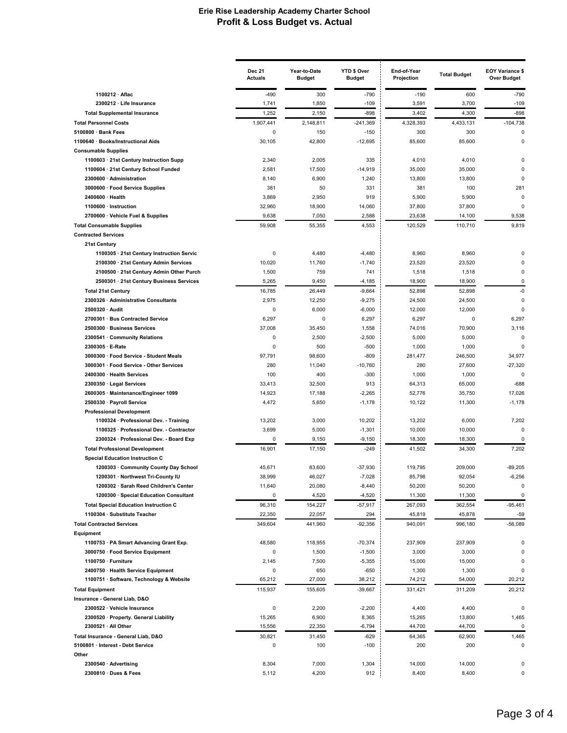# Erie Rise Leadership Academy Charter School
## Profit & Loss Budget vs. Actual

| | Dec 21 Actuals | Year-to-Date Budget | YTD $ Over Budget | End-of-Year Projection | Total Budget | EOY Variance $ Over Budget |
|---|---|---|---|---|---|---|
| 1100212 · Aflac | -490 | 300 | -790 | -190 | 600 | -790 |
| 2300212 · Life Insurance | 1,741 | 1,850 | -109 | 3,591 | 3,700 | -109 |
| **Total Supplemental Insurance** | 1,252 | 2,150 | -898 | 3,402 | 4,300 | -898 |
| **Total Personnel Costs** | 1,907,441 | 2,148,811 | -241,369 | 4,328,393 | 4,433,131 | -104,738 |
| 5100800 · Bank Fees | 0 | 150 | -150 | 300 | 300 | 0 |
| 1100640 · Books/Instructional Aids | 30,105 | 42,800 | -12,695 | 85,600 | 85,600 | 0 |
| **Consumable Supplies** | | | | | | |
| 1100603 · 21st Century Instruction Supp | 2,340 | 2,005 | 335 | 4,010 | 4,010 | 0 |
| 1100604 · 21st Century School Funded | 2,581 | 17,500 | -14,919 | 35,000 | 35,000 | 0 |
| 2300600 · Administration | 8,140 | 6,900 | 1,240 | 13,800 | 13,800 | 0 |
| 3000600 · Food Service Supplies | 381 | 50 | 331 | 381 | 100 | 281 |
| 2400600 · Health | 3,869 | 2,950 | 919 | 5,900 | 5,900 | 0 |
| 1100600 · Instruction | 32,960 | 18,900 | 14,060 | 37,800 | 37,800 | 0 |
| 2700600 · Vehicle Fuel & Supplies | 9,638 | 7,050 | 2,588 | 23,638 | 14,100 | 9,538 |
| **Total Consumable Supplies** | 59,908 | 55,355 | 4,553 | 120,529 | 110,710 | 9,819 |
| **Contracted Services** | | | | | | |
| **21st Century** | | | | | | |
| 1100305 · 21st Century Instruction Servic | 0 | 4,480 | -4,480 | 8,960 | 8,960 | 0 |
| 2100300 · 21st Century Admin Services | 10,020 | 11,760 | -1,740 | 23,520 | 23,520 | 0 |
| 2100500 · 21st Century Admin Other Purch | 1,500 | 759 | 741 | 1,518 | 1,518 | 0 |
| 2500301 · 21st Century Business Services | 5,265 | 9,450 | -4,185 | 18,900 | 18,900 | 0 |
| **Total 21st Century** | 16,785 | 26,449 | -9,664 | 52,898 | 52,898 | -0 |
| 2300326 · Administrative Consultants | 2,975 | 12,250 | -9,275 | 24,500 | 24,500 | 0 |
| 2500320 · Audit | 0 | 6,000 | -6,000 | 12,000 | 12,000 | 0 |
| 2700301 · Bus Contracted Service | 6,297 | 0 | 6,297 | 6,297 | 0 | 6,297 |
| 2500300 · Business Services | 37,008 | 35,450 | 1,558 | 74,016 | 70,900 | 3,116 |
| 2300541 · Community Relations | 0 | 2,500 | -2,500 | 5,000 | 5,000 | 0 |
| 2300305 · E-Rate | 0 | 500 | -500 | 1,000 | 1,000 | 0 |
| 3000300 · Food Service - Student Meals | 97,791 | 98,600 | -809 | 281,477 | 246,500 | 34,977 |
| 3000301 · Food Service - Other Services | 280 | 11,040 | -10,760 | 280 | 27,600 | -27,320 |
| 2400300 · Health Services | 100 | 400 | -300 | 1,000 | 1,000 | 0 |
| 2300350 · Legal Services | 33,413 | 32,500 | 913 | 64,313 | 65,000 | -688 |
| 2600305 · Maintenance/Engineer 1099 | 14,923 | 17,188 | -2,265 | 52,776 | 35,750 | 17,026 |
| 2500330 · Payroll Service | 4,472 | 5,650 | -1,178 | 10,122 | 11,300 | -1,178 |
| **Professional Development** | | | | | | |
| 1100324 · Professional Dev. - Training | 13,202 | 3,000 | 10,202 | 13,202 | 6,000 | 7,202 |
| 1100325 · Professional Dev. - Contractor | 3,699 | 5,000 | -1,301 | 10,000 | 10,000 | 0 |
| 2300324 · Professional Dev. - Board Exp | 0 | 9,150 | -9,150 | 18,300 | 18,300 | 0 |
| **Total Professional Development** | 16,901 | 17,150 | -249 | 41,502 | 34,300 | 7,202 |
| **Special Education Instruction C** | | | | | | |
| 1200303 · Community County Day School | 45,671 | 83,600 | -37,930 | 119,795 | 209,000 | -89,205 |
| 1200301 · Northwest Tri-County IU | 38,999 | 46,027 | -7,028 | 85,798 | 92,054 | -6,256 |
| 1200302 · Sarah Reed Children's Center | 11,640 | 20,080 | -8,440 | 50,200 | 50,200 | 0 |
| 1200300 · Special Education Consultant | 0 | 4,520 | -4,520 | 11,300 | 11,300 | 0 |
| **Total Special Education Instruction C** | 96,310 | 154,227 | -57,917 | 267,093 | 362,554 | -95,461 |
| 1100304 · Substitute Teacher | 22,350 | 22,057 | 294 | 45,819 | 45,878 | -59 |
| **Total Contracted Services** | 349,604 | 441,960 | -92,356 | 940,091 | 996,180 | -56,089 |
| **Equipment** | | | | | | |
| 1100753 · PA Smart Advancing Grant Exp. | 48,580 | 118,955 | -70,374 | 237,909 | 237,909 | 0 |
| 3000750 · Food Service Equipment | 0 | 1,500 | -1,500 | 3,000 | 3,000 | 0 |
| 1100750 · Furniture | 2,145 | 7,500 | -5,355 | 15,000 | 15,000 | 0 |
| 2400750 · Health Service Equipment | 0 | 650 | -650 | 1,300 | 1,300 | 0 |
| 1100751 · Software, Technology & Website | 65,212 | 27,000 | 38,212 | 74,212 | 54,000 | 20,212 |
| **Total Equipment** | 115,937 | 155,605 | -39,667 | 331,421 | 311,209 | 20,212 |
| **Insurance - General Liab, D&O** | | | | | | |
| 2300522 · Vehicle Insurance | 0 | 2,200 | -2,200 | 4,400 | 4,400 | 0 |
| 2300520 · Property. General Liability | 15,265 | 6,900 | 8,365 | 15,265 | 13,800 | 1,465 |
| 2300521 · All Other | 15,556 | 22,350 | -6,794 | 44,700 | 44,700 | 0 |
| **Total Insurance - General Liab, D&O** | 30,821 | 31,450 | -629 | 64,365 | 62,900 | 1,465 |
| 5100801 · Interest - Debt Service | 0 | 100 | -100 | 200 | 200 | 0 |
| **Other** | | | | | | |
| 2300540 · Advertising | 8,304 | 7,000 | 1,304 | 14,000 | 14,000 | 0 |
| 2300810 · Dues & Fees | 5,112 | 4,200 | 912 | 8,400 | 8,400 | 0 |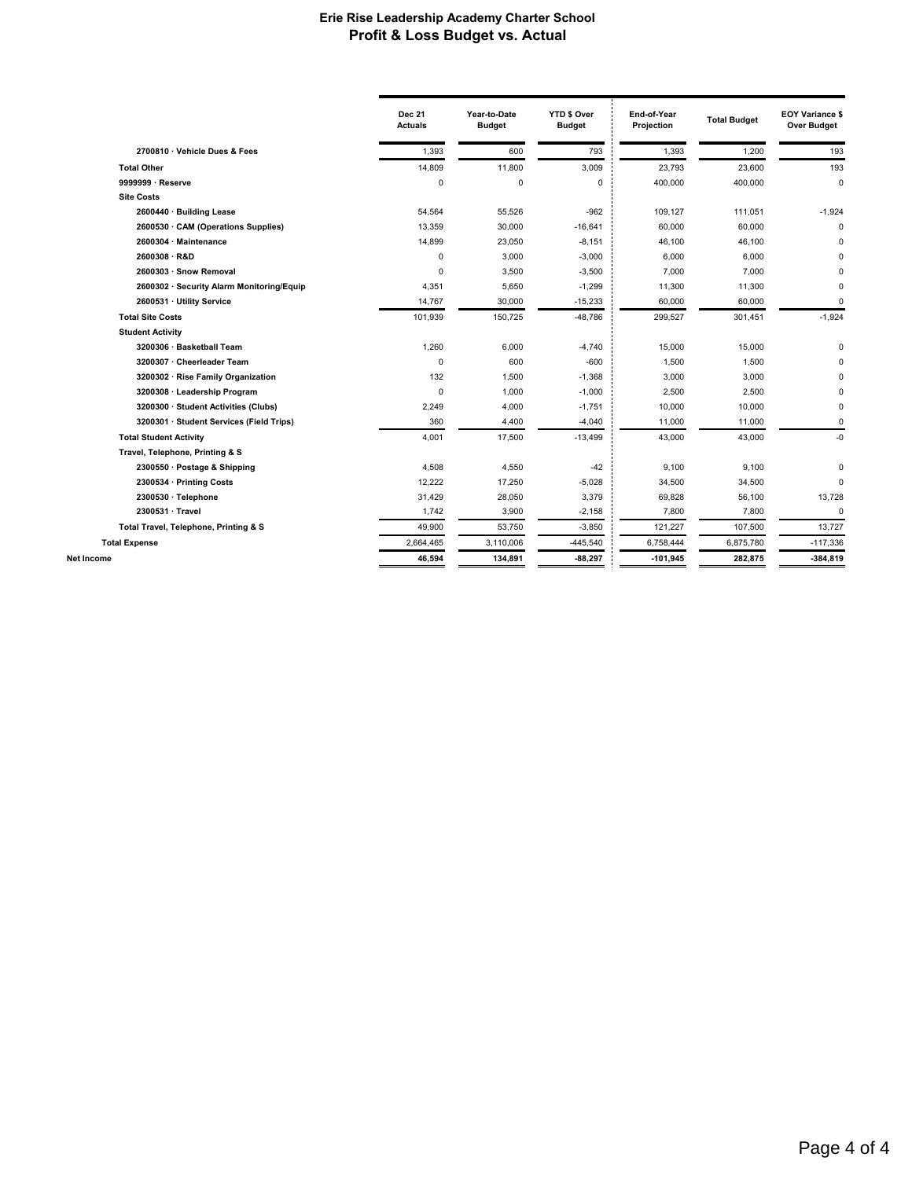# Erie Rise Leadership Academy Charter School
## Profit & Loss Budget vs. Actual

| | Dec 21 Actuals | Year-to-Date Budget | YTD $ Over Budget | End-of-Year Projection | Total Budget | EOY Variance $ Over Budget |
|---|---|---|---|---|---|---|
| 2700810 · Vehicle Dues & Fees | 1,393 | 600 | 793 | 1,393 | 1,200 | 193 |
| **Total Other** | 14,809 | 11,800 | 3,009 | 23,793 | 23,600 | 193 |
| 9999999 · Reserve | 0 | 0 | 0 | 400,000 | 400,000 | 0 |
| **Site Costs** | | | | | | |
| 2600440 · Building Lease | 54,564 | 55,526 | -962 | 109,127 | 111,051 | -1,924 |
| 2600530 · CAM (Operations Supplies) | 13,359 | 30,000 | -16,641 | 60,000 | 60,000 | 0 |
| 2600304 · Maintenance | 14,899 | 23,050 | -8,151 | 46,100 | 46,100 | 0 |
| 2600308 · R&D | 0 | 3,000 | -3,000 | 6,000 | 6,000 | 0 |
| 2600303 · Snow Removal | 0 | 3,500 | -3,500 | 7,000 | 7,000 | 0 |
| 2600302 · Security Alarm Monitoring/Equip | 4,351 | 5,650 | -1,299 | 11,300 | 11,300 | 0 |
| 2600531 · Utility Service | 14,767 | 30,000 | -15,233 | 60,000 | 60,000 | 0 |
| **Total Site Costs** | 101,939 | 150,725 | -48,786 | 299,527 | 301,451 | -1,924 |
| **Student Activity** | | | | | | |
| 3200306 · Basketball Team | 1,260 | 6,000 | -4,740 | 15,000 | 15,000 | 0 |
| 3200307 · Cheerleader Team | 0 | 600 | -600 | 1,500 | 1,500 | 0 |
| 3200302 · Rise Family Organization | 132 | 1,500 | -1,368 | 3,000 | 3,000 | 0 |
| 3200308 · Leadership Program | 0 | 1,000 | -1,000 | 2,500 | 2,500 | 0 |
| 3200300 · Student Activities (Clubs) | 2,249 | 4,000 | -1,751 | 10,000 | 10,000 | 0 |
| 3200301 · Student Services (Field Trips) | 360 | 4,400 | -4,040 | 11,000 | 11,000 | 0 |
| **Total Student Activity** | 4,001 | 17,500 | -13,499 | 43,000 | 43,000 | -0 |
| **Travel, Telephone, Printing & S** | | | | | | |
| 2300550 · Postage & Shipping | 4,508 | 4,550 | -42 | 9,100 | 9,100 | 0 |
| 2300534 · Printing Costs | 12,222 | 17,250 | -5,028 | 34,500 | 34,500 | 0 |
| 2300530 · Telephone | 31,429 | 28,050 | 3,379 | 69,828 | 56,100 | 13,728 |
| 2300531 · Travel | 1,742 | 3,900 | -2,158 | 7,800 | 7,800 | 0 |
| **Total Travel, Telephone, Printing & S** | 49,900 | 53,750 | -3,850 | 121,227 | 107,500 | 13,727 |
| **Total Expense** | 2,664,465 | 3,110,006 | -445,540 | 6,758,444 | 6,875,780 | -117,336 |
| **Net Income** | **46,594** | **134,891** | **-88,297** | **-101,945** | **282,875** | **-384,819** |